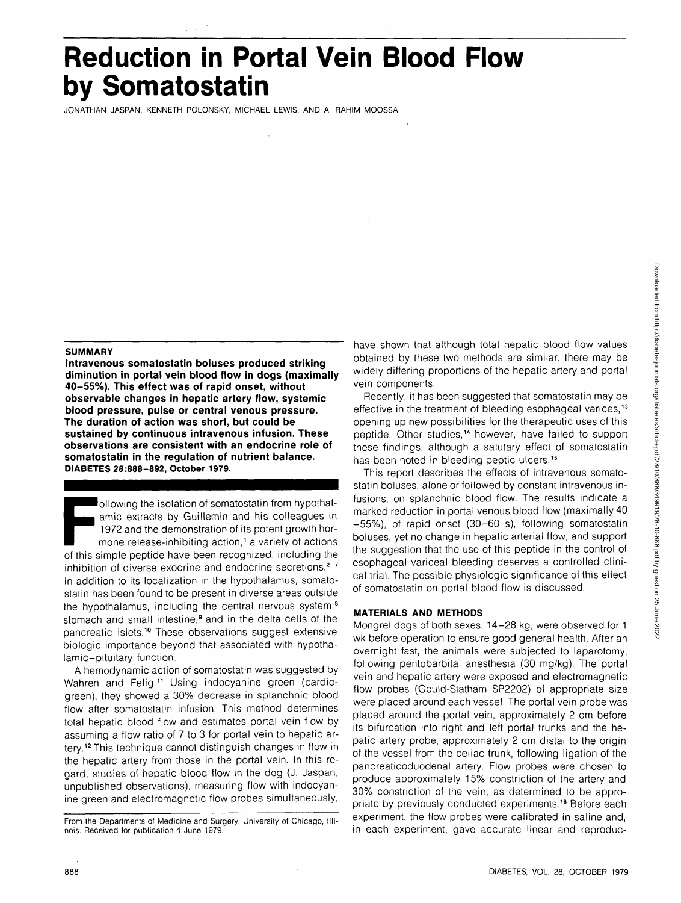# Reduction in Portal Vein Blood Flow by Somatostatin

JONATHAN JASPAN, KENNETH POLONSKY, MICHAEL LEWIS, AND A. RAHIM MOOSSA

## SUMMARY

**Intravenous somatostatin boluses produced striking diminution in portal vein blood flow in dogs (maximally 40–55%). This effect was of rapid onset, without observable changes in hepatic artery flow, systemic blood pressure, pulse or central venous pressure. The duration of action was short, but could be sustained by continuous intravenous infusion. These observations are consistent with an endocrine role of somatostatin in the regulation of nutrient balance. DIABETES *28*:888–892, October 1979.**

Following the isolation of somatostatin from hypothalamic extracts by Guillemin and his colleagues in 1972 and the demonstration of its potent growth hormone release-inhibiting action,[1] a variety of actions of this simple peptide have been recognized, including the inhibition of diverse exocrine and endocrine secretions.[2–7] In addition to its localization in the hypothalamus, somatostatin has been found to be present in diverse areas outside the hypothalamus, including the central nervous system,[8] stomach and small intestine,[9] and in the delta cells of the pancreatic islets.[10] These observations suggest extensive biologic importance beyond that associated with hypothalamic–pituitary function.

A hemodynamic action of somatostatin was suggested by Wahren and Felig.[11] Using indocyanine green (cardiogreen), they showed a 30% decrease in splanchnic blood flow after somatostatin infusion. This method determines total hepatic blood flow and estimates portal vein flow by assuming a flow ratio of 7 to 3 for portal vein to hepatic artery.[12] This technique cannot distinguish changes in flow in the hepatic artery from those in the portal vein. In this regard, studies of hepatic blood flow in the dog (J. Jaspan, unpublished observations), measuring flow with indocyanine green and electromagnetic flow probes simultaneously, have shown that although total hepatic blood flow values obtained by these two methods are similar, there may be widely differing proportions of the hepatic artery and portal vein components.

Recently, it has been suggested that somatostatin may be effective in the treatment of bleeding esophageal varices,[13] opening up new possibilities for the therapeutic uses of this peptide. Other studies,[14] however, have failed to support these findings, although a salutary effect of somatostatin has been noted in bleeding peptic ulcers.[15]

This report describes the effects of intravenous somatostatin boluses, alone or followed by constant intravenous infusions, on splanchnic blood flow. The results indicate a marked reduction in portal venous blood flow (maximally 40–55%), of rapid onset (30–60 s), following somatostatin boluses, yet no change in hepatic arterial flow, and support the suggestion that the use of this peptide in the control of esophageal variceal bleeding deserves a controlled clinical trial. The possible physiologic significance of this effect of somatostatin on portal blood flow is discussed.

## MATERIALS AND METHODS

Mongrel dogs of both sexes, 14–28 kg, were observed for 1 wk before operation to ensure good general health. After an overnight fast, the animals were subjected to laparotomy, following pentobarbital anesthesia (30 mg/kg). The portal vein and hepatic artery were exposed and electromagnetic flow probes (Gould-Statham SP2202) of appropriate size were placed around each vessel. The portal vein probe was placed around the portal vein, approximately 2 cm before its bifurcation into right and left portal trunks and the hepatic artery probe, approximately 2 cm distal to the origin of the vessel from the celiac trunk, following ligation of the pancreaticoduodenal artery. Flow probes were chosen to produce approximately 15% constriction of the artery and 30% constriction of the vein, as determined to be appropriate by previously conducted experiments.[16] Before each experiment, the flow probes were calibrated in saline and, in each experiment, gave accurate linear and reproduc-

From the Departments of Medicine and Surgery, University of Chicago, Illinois. Received for publication 4 June 1979.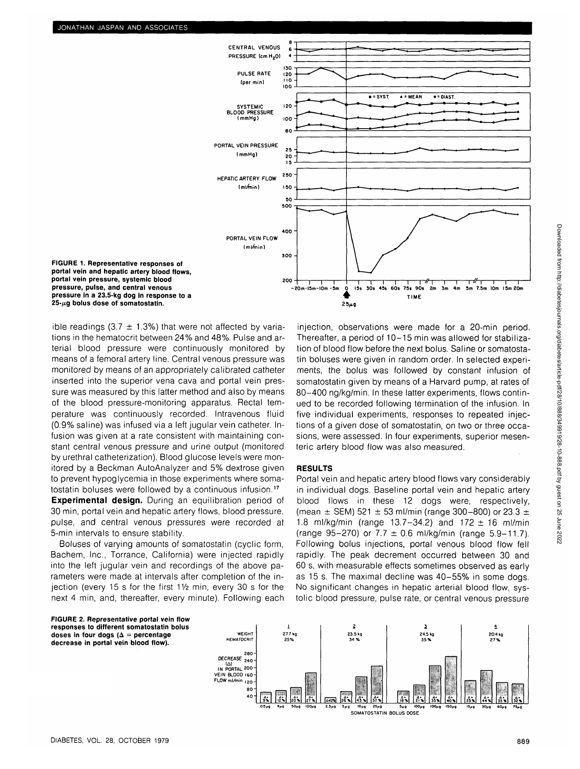**FIGURE 1. Representative responses of portal vein and hepatic artery blood flows, portal vein pressure, systemic blood pressure, pulse, and central venous pressure in a 23.5-kg dog in response to a 25-μg bolus dose of somatostatin.**

ible readings (3.7 ± 1.3%) that were not affected by variations in the hematocrit between 24% and 48%. Pulse and arterial blood pressure were continuously monitored by means of a femoral artery line. Central venous pressure was monitored by means of an appropriately calibrated catheter inserted into the superior vena cava and portal vein pressure was measured by this latter method and also by means of the blood pressure-monitoring apparatus. Rectal temperature was continuously recorded. Intravenous fluid (0.9% saline) was infused via a left jugular vein catheter. Infusion was given at a rate consistent with maintaining constant central venous pressure and urine output (monitored by urethral catheterization). Blood glucose levels were monitored by a Beckman AutoAnalyzer and 5% dextrose given to prevent hypoglycemia in those experiments where somatostatin boluses were followed by a continuous infusion.[17]

**Experimental design.** During an equilibration period of 30 min, portal vein and hepatic artery flows, blood pressure, pulse, and central venous pressures were recorded at 5-min intervals to ensure stability.

Boluses of varying amounts of somatostatin (cyclic form, Bachem, Inc., Torrance, California) were injected rapidly into the left jugular vein and recordings of the above parameters were made at intervals after completion of the injection (every 15 s for the first 1½ min, every 30 s for the next 4 min, and, thereafter, every minute). Following each injection, observations were made for a 20-min period. Thereafter, a period of 10–15 min was allowed for stabilization of blood flow before the next bolus. Saline or somatostatin boluses were given in random order. In selected experiments, the bolus was followed by constant infusion of somatostatin given by means of a Harvard pump, at rates of 80–400 ng/kg/min. In these latter experiments, flows continued to be recorded following termination of the infusion. In five individual experiments, responses to repeated injections of a given dose of somatostatin, on two or three occasions, were assessed. In four experiments, superior mesenteric artery blood flow was also measured.

## RESULTS

Portal vein and hepatic artery blood flows vary considerably in individual dogs. Baseline portal vein and hepatic artery blood flows in these 12 dogs were, respectively, (mean ± SEM) 521 ± 53 ml/min (range 300–800) or 23.3 ± 1.8 ml/kg/min (range 13.7–34.2) and 172 ± 16 ml/min (range 95–270) or 7.7 ± 0.6 ml/kg/min (range 5.9–11.7). Following bolus injections, portal venous blood flow fell rapidly. The peak decrement occurred between 30 and 60 s, with measurable effects sometimes observed as early as 15 s. The maximal decline was 40–55% in some dogs. No significant changes in hepatic arterial blood flow, systolic blood pressure, pulse rate, or central venous pressure

**FIGURE 2. Representative portal vein flow responses to different somatostatin bolus doses in four dogs (Δ = percentage decrease in portal vein blood flow).**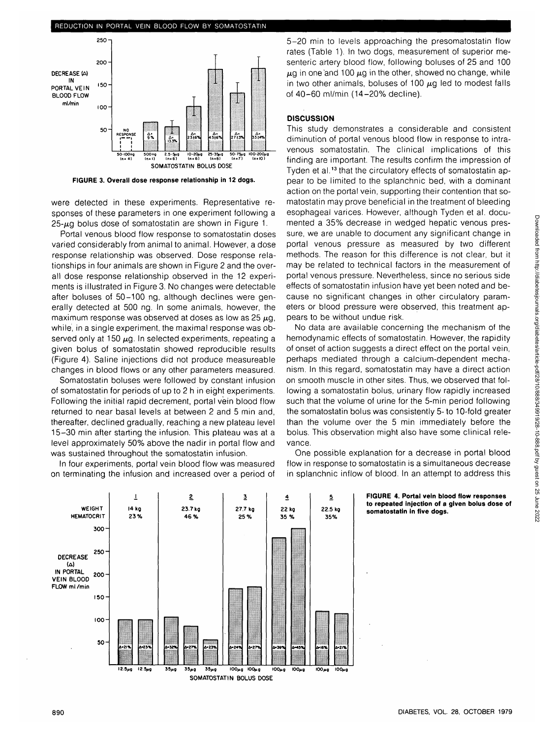were detected in these experiments. Representative responses of these parameters in one experiment following a 25-μg bolus dose of somatostatin are shown in Figure 1.

Portal venous blood flow response to somatostatin doses varied considerably from animal to animal. However, a dose response relationship was observed. Dose response relationships in four animals are shown in Figure 2 and the overall dose response relationship observed in the 12 experiments is illustrated in Figure 3. No changes were detectable after boluses of 50–100 ng, although declines were generally detected at 500 ng. In some animals, however, the maximum response was observed at doses as low as 25 μg, while, in a single experiment, the maximal response was observed only at 150 μg. In selected experiments, repeating a given bolus of somatostatin showed reproducible results (Figure 4). Saline injections did not produce measureable changes in blood flows or any other parameters measured.

Somatostatin boluses were followed by constant infusion of somatostatin for periods of up to 2 h in eight experiments. Following the initial rapid decrement, portal vein blood flow returned to near basal levels at between 2 and 5 min and, thereafter, declined gradually, reaching a new plateau level 15–30 min after starting the infusion. This plateau was at a level approximately 50% above the nadir in portal flow and was sustained throughout the somatostatin infusion.

In four experiments, portal vein blood flow was measured on terminating the infusion and increased over a period of 5–20 min to levels approaching the presomatostatin flow rates (Table 1). In two dogs, measurement of superior mesenteric artery blood flow, following boluses of 25 and 100 μg in one and 100 μg in the other, showed no change, while in two other animals, boluses of 100 μg led to modest falls of 40–60 ml/min (14–20% decline).

FIGURE 3. Overall dose response relationship in 12 dogs.

FIGURE 4. Portal vein blood flow responses to repeated injection of a given bolus dose of somatostatin in five dogs.

## DISCUSSION

This study demonstrates a considerable and consistent diminution of portal venous blood flow in response to intravenous somatostatin. The clinical implications of this finding are important. The results confirm the impression of Tyden et al.[13] that the circulatory effects of somatostatin appear to be limited to the splanchnic bed, with a dominant action on the portal vein, supporting their contention that somatostatin may prove beneficial in the treatment of bleeding esophageal varices. However, although Tyden et al. documented a 35% decrease in wedged hepatic venous pressure, we are unable to document any significant change in portal venous pressure as measured by two different methods. The reason for this difference is not clear, but it may be related to technical factors in the measurement of portal venous pressure. Nevertheless, since no serious side effects of somatostatin infusion have yet been noted and because no significant changes in other circulatory parameters or blood pressure were observed, this treatment appears to be without undue risk.

No data are available concerning the mechanism of the hemodynamic effects of somatostatin. However, the rapidity of onset of action suggests a direct effect on the portal vein, perhaps mediated through a calcium-dependent mechanism. In this regard, somatostatin may have a direct action on smooth muscle in other sites. Thus, we observed that following a somatostatin bolus, urinary flow rapidly increased such that the volume of urine for the 5-min period following the somatostatin bolus was consistently 5- to 10-fold greater than the volume over the 5 min immediately before the bolus. This observation might also have some clinical relevance.

One possible explanation for a decrease in portal blood flow in response to somatostatin is a simultaneous decrease in splanchnic inflow of blood. In an attempt to address this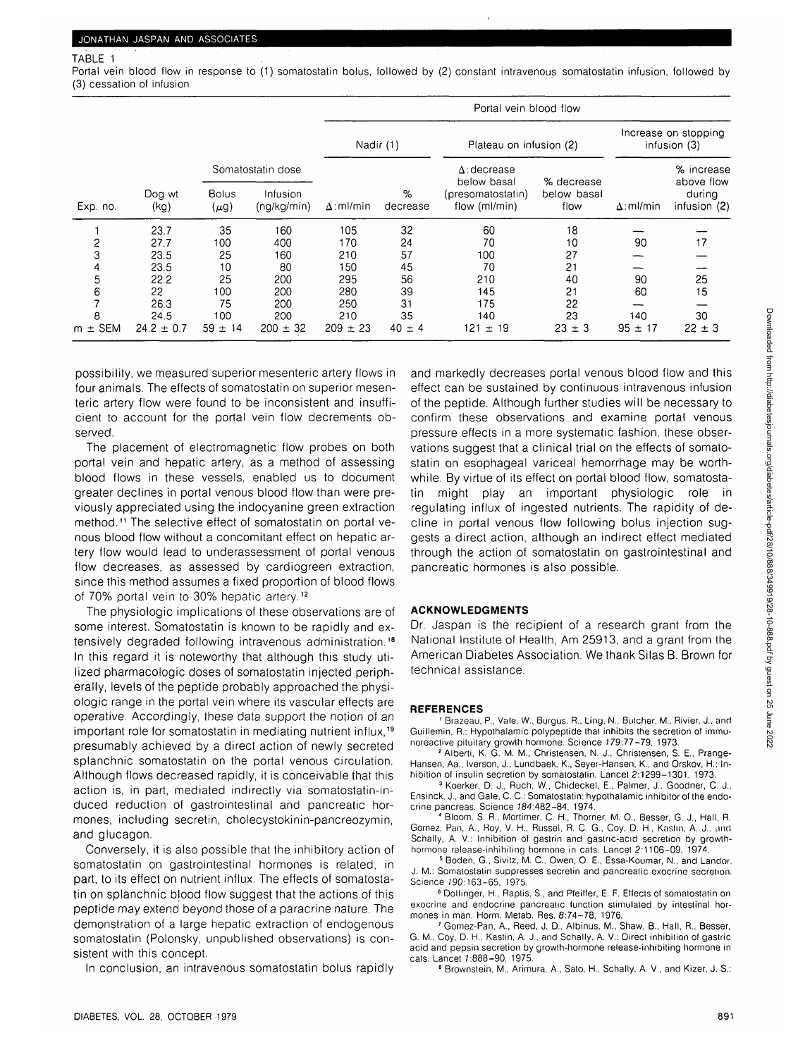TABLE 1

Portal vein blood flow in response to (1) somatostatin bolus, followed by (2) constant intravenous somatostatin infusion, followed by (3) cessation of infusion

| | | | | Portal vein blood flow | | | | | |
|---|---|---|---|---|---|---|---|---|---|
| | | | | Nadir (1) | | Plateau on infusion (2) | | Increase on stopping infusion (3) | |
| | | Somatostatin dose | | | | | | | |
| Exp. no. | Dog wt (kg) | Bolus (μg) | Infusion (ng/kg/min) | Δ:ml/min | % decrease | Δ:decrease below basal (presomatostatin) flow (ml/min) | % decrease below basal flow | Δ:ml/min | % increase above flow during infusion (2) |
| 1 | 23.7 | 35 | 160 | 105 | 32 | 60 | 18 | — | — |
| 2 | 27.7 | 100 | 400 | 170 | 24 | 70 | 10 | 90 | 17 |
| 3 | 23.5 | 25 | 160 | 210 | 57 | 100 | 27 | — | — |
| 4 | 23.5 | 10 | 80 | 150 | 45 | 70 | 21 | — | — |
| 5 | 22.2 | 25 | 200 | 295 | 56 | 210 | 40 | 90 | 25 |
| 6 | 22 | 100 | 200 | 280 | 39 | 145 | 21 | 60 | 15 |
| 7 | 26.3 | 75 | 200 | 250 | 31 | 175 | 22 | — | — |
| 8 | 24.5 | 100 | 200 | 210 | 35 | 140 | 23 | 140 | 30 |
| m ± SEM | 24.2 ± 0.7 | 59 ± 14 | 200 ± 32 | 209 ± 23 | 40 ± 4 | 121 ± 19 | 23 ± 3 | 95 ± 17 | 22 ± 3 |

possibility, we measured superior mesenteric artery flows in four animals. The effects of somatostatin on superior mesenteric artery flow were found to be inconsistent and insufficient to account for the portal vein flow decrements observed.

The placement of electromagnetic flow probes on both portal vein and hepatic artery, as a method of assessing blood flows in these vessels, enabled us to document greater declines in portal venous blood flow than were previously appreciated using the indocyanine green extraction method.[11] The selective effect of somatostatin on portal venous blood flow without a concomitant effect on hepatic artery flow would lead to underassessment of portal venous flow decreases, as assessed by cardiogreen extraction, since this method assumes a fixed proportion of blood flows of 70% portal vein to 30% hepatic artery.[12]

The physiologic implications of these observations are of some interest. Somatostatin is known to be rapidly and extensively degraded following intravenous administration.[18] In this regard it is noteworthy that although this study utilized pharmacologic doses of somatostatin injected peripherally, levels of the peptide probably approached the physiologic range in the portal vein where its vascular effects are operative. Accordingly, these data support the notion of an important role for somatostatin in mediating nutrient influx,[19] presumably achieved by a direct action of newly secreted splanchnic somatostatin on the portal venous circulation. Although flows decreased rapidly, it is conceivable that this action is, in part, mediated indirectly via somatostatin-induced reduction of gastrointestinal and pancreatic hormones, including secretin, cholecystokinin-pancreozymin, and glucagon.

Conversely, it is also possible that the inhibitory action of somatostatin on gastrointestinal hormones is related, in part, to its effect on nutrient influx. The effects of somatostatin on splanchnic blood flow suggest that the actions of this peptide may extend beyond those of a paracrine nature. The demonstration of a large hepatic extraction of endogenous somatostatin (Polonsky, unpublished observations) is consistent with this concept.

In conclusion, an intravenous somatostatin bolus rapidly and markedly decreases portal venous blood flow and this effect can be sustained by continuous intravenous infusion of the peptide. Although further studies will be necessary to confirm these observations and examine portal venous pressure effects in a more systematic fashion, these observations suggest that a clinical trial on the effects of somatostatin on esophageal variceal hemorrhage may be worthwhile. By virtue of its effect on portal blood flow, somatostatin might play an important physiologic role in regulating influx of ingested nutrients. The rapidity of decline in portal venous flow following bolus injection suggests a direct action, although an indirect effect mediated through the action of somatostatin on gastrointestinal and pancreatic hormones is also possible.

## ACKNOWLEDGMENTS

Dr. Jaspan is the recipient of a research grant from the National Institute of Health, Am 25913, and a grant from the American Diabetes Association. We thank Silas B. Brown for technical assistance.

## REFERENCES

[1] Brazeau, P., Vale, W., Burgus, R., Ling, N., Butcher, M., Rivier, J., and Guillemin, R.: Hypothalamic polypeptide that inhibits the secretion of immunoreactive pituitary growth hormone. Science *179*:77–79, 1973.

[2] Alberti, K. G. M. M., Christensen, N. J., Christensen, S. E., Prange-Hansen, Aa., Iverson, J., Lundbaek, K., Seyer-Hansen, K., and Orskov, H.: Inhibition of insulin secretion by somatostatin. Lancet *2*:1299–1301, 1973.

[3] Koerker, D. J., Ruch, W., Chideckel, E., Palmer, J., Goodner, C. J., Ensinck, J., and Gale, C. C.: Somatostatin: hypothalamic inhibitor of the endocrine pancreas. Science *184*:482–84, 1974.

[4] Bloom, S. R., Mortimer, C. H., Thorner, M. O., Besser, G. J., Hall, R., Gomez, Pan, A., Roy, V. H., Russel, R. C. G., Coy, D. H., Kastin, A. J., and Schally, A. V.: Inhibition of gastrin and gastric-acid secretion by growth-hormone release-inhibiting hormone in cats. Lancet *2*:1106–09, 1974.

[5] Boden, G., Sivitz, M. C., Owen, O. E., Essa-Koumar, N., and Landor, J. M.: Somatostatin suppresses secretin and pancreatic exocrine secretion. Science *190*:163–65, 1975.

[6] Dollinger, H., Raptis, S., and Pfeiffer, E. F. Effects of somatostatin on exocrine and endocrine pancreatic function stimulated by intestinal hormones in man. Horm. Metab. Res. *8*:74–78, 1976.

[7] Gomez-Pan, A., Reed, J. D., Albinus, M., Shaw, B., Hall, R., Besser, G. M., Coy, D. H., Kastin, A. J., and Schally, A. V.: Direct inhibition of gastric acid and pepsin secretion by growth-hormone release-inhibiting hormone in cats. Lancet *1*:888–90, 1975.

[8] Brownstein, M., Arimura, A., Sato, H., Schally, A. V., and Kizer, J. S.: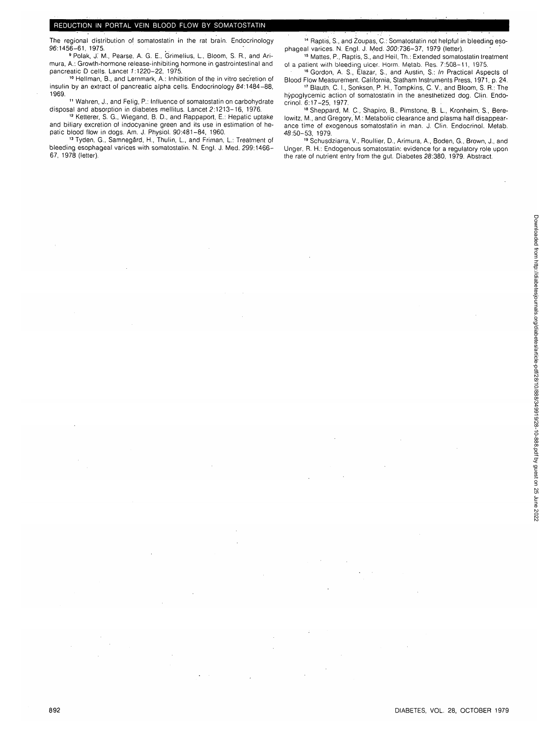The regional distribution of somatostatin in the rat brain. Endocrinology *96*:1456–61, 1975.

[9] Polak, J. M., Pearse, A. G. E., Grimelius, L., Bloom, S. R., and Arimura, A.: Growth-hormone release-inhibiting hormone in gastrointestinal and pancreatic D cells. Lancet *1*:1220–22, 1975.

[10] Hellman, B., and Lernmark, A.: Inhibition of the in vitro secretion of insulin by an extract of pancreatic alpha cells. Endocrinology *84*:1484–88, 1969.

[11] Wahren, J., and Felig, P.: Influence of somatostatin on carbohydrate disposal and absorption in diabetes mellitus. Lancet *2*:1213–16, 1976.

[12] Ketterer, S. G., Wiegand, B. D., and Rappaport, E.: Hepatic uptake and biliary excretion of indocyanine green and its use in estimation of hepatic blood flow in dogs. Am. J. Physiol. *90*:481–84, 1960.

[13] Tyden, G., Samnegård, H., Thulin, L., and Friman, L.: Treatment of bleeding esophageal varices with somatostatin. N. Engl. J. Med. *299*:1466–67, 1978 (letter).

[14] Raptis, S., and Zoupas, C.: Somatostatin not helpful in bleeding esophageal varices. N. Engl. J. Med. *300*:736–37, 1979 (letter).

[15] Mattes, P., Raptis, S., and Heil, Th.: Extended somatostatin treatment of a patient with bleeding ulcer. Horm. Metab. Res. *7*:508–11, 1975.

[16] Gordon, A. S., Elazar, S., and Austin, S.: *In* Practical Aspects of Blood Flow Measurement. California, Statham Instruments Press, 1971, p. 24.

[17] Blauth, C. I., Sonksen, P. H., Tompkins, C. V., and Bloom, S. R.: The hypoglycemic action of somatostatin in the anesthetized dog. Clin. Endocrinol. *6*:17–25, 1977.

[18] Sheppard, M. C., Shapiro, B., Pimstone, B. L., Kronheim, S., Berelowitz, M., and Gregory, M.: Metabolic clearance and plasma half disappearance time of exogenous somatostatin in man. J. Clin. Endocrinol. Metab. *48*:50–53, 1979.

[19] Schusdziarra, V., Roullier, D., Arimura, A., Boden, G., Brown, J., and Unger, R. H.: Endogenous somatostatin: evidence for a regulatory role upon the rate of nutrient entry from the gut. Diabetes *28*:380, 1979. Abstract.